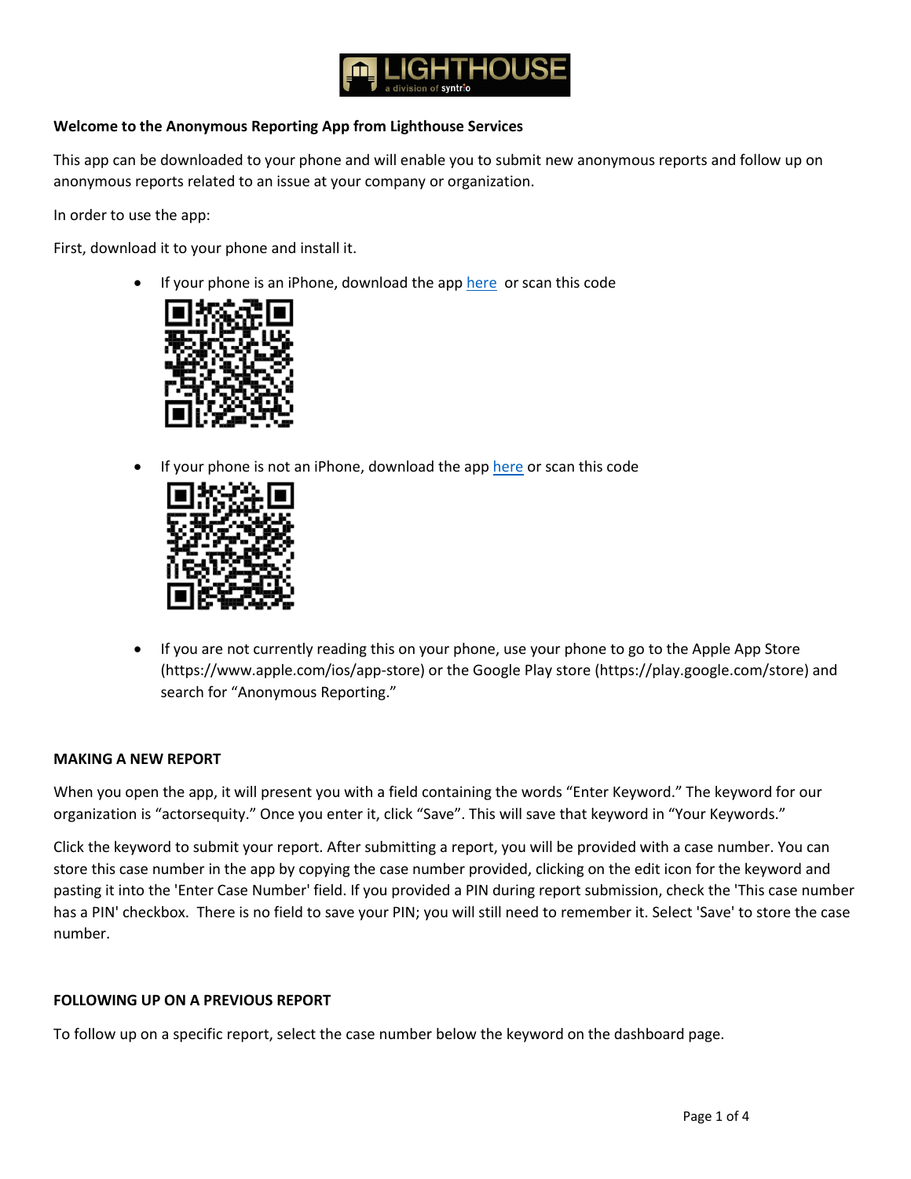**Welcome to the Anonymous Reporting App from Lighthouse Services**

This app can be downloaded to your phone and will enable you to submit new anonymous reports and follow up on anonymous reports related to an issue at your company or organization.

In order to use the app:

First, download it to your phone and install it.

- If your phone is an iPhone, download the app here or scan this code
- If your phone is not an iPhone, download the app here or scan this code
- If you are not currently reading this on your phone, use your phone to go to the Apple App Store (https://www.apple.com/ios/app-store) or the Google Play store (https://play.google.com/store) and search for "Anonymous Reporting."

**MAKING A NEW REPORT**

When you open the app, it will present you with a field containing the words "Enter Keyword." The keyword for our organization is "actorsequity." Once you enter it, click "Save". This will save that keyword in "Your Keywords."

Click the keyword to submit your report. After submitting a report, you will be provided with a case number. You can store this case number in the app by copying the case number provided, clicking on the edit icon for the keyword and pasting it into the 'Enter Case Number' field. If you provided a PIN during report submission, check the 'This case number has a PIN' checkbox. There is no field to save your PIN; you will still need to remember it. Select 'Save' to store the case number.

**FOLLOWING UP ON A PREVIOUS REPORT**

To follow up on a specific report, select the case number below the keyword on the dashboard page.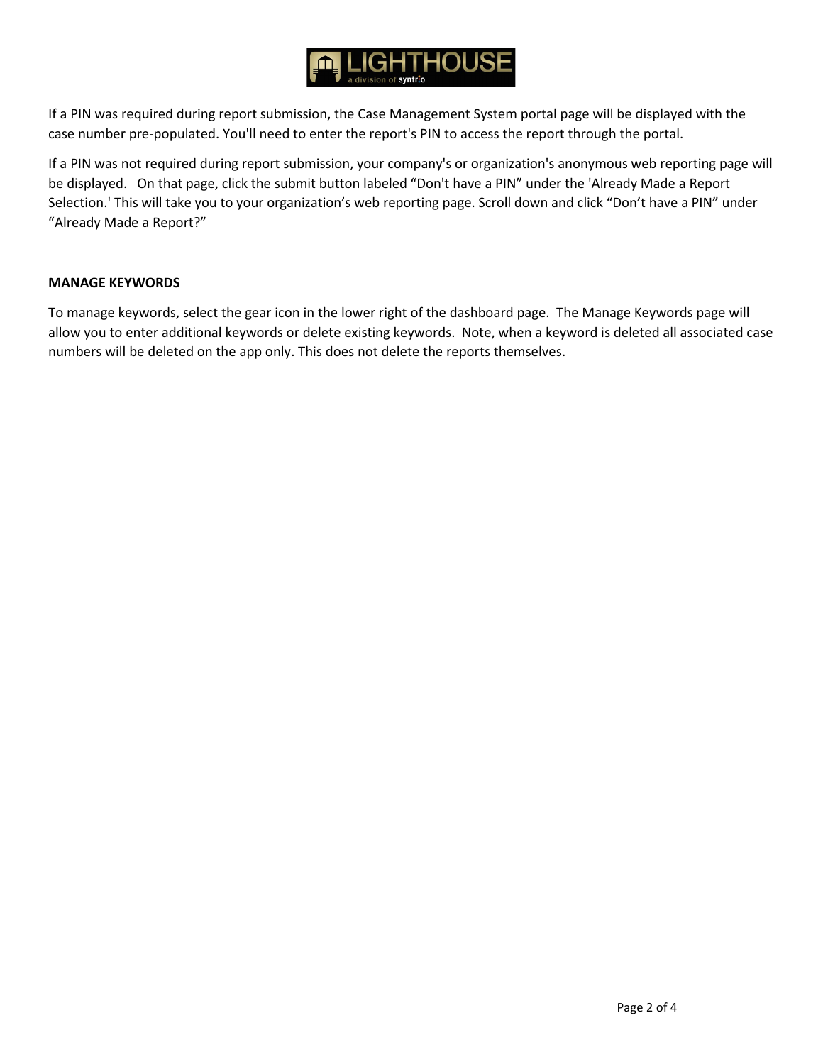If a PIN was required during report submission, the Case Management System portal page will be displayed with the case number pre-populated. You'll need to enter the report's PIN to access the report through the portal.

If a PIN was not required during report submission, your company's or organization's anonymous web reporting page will be displayed. On that page, click the submit button labeled "Don't have a PIN" under the 'Already Made a Report Selection.' This will take you to your organization's web reporting page. Scroll down and click "Don't have a PIN" under "Already Made a Report?"

**MANAGE KEYWORDS**

To manage keywords, select the gear icon in the lower right of the dashboard page. The Manage Keywords page will allow you to enter additional keywords or delete existing keywords. Note, when a keyword is deleted all associated case numbers will be deleted on the app only. This does not delete the reports themselves.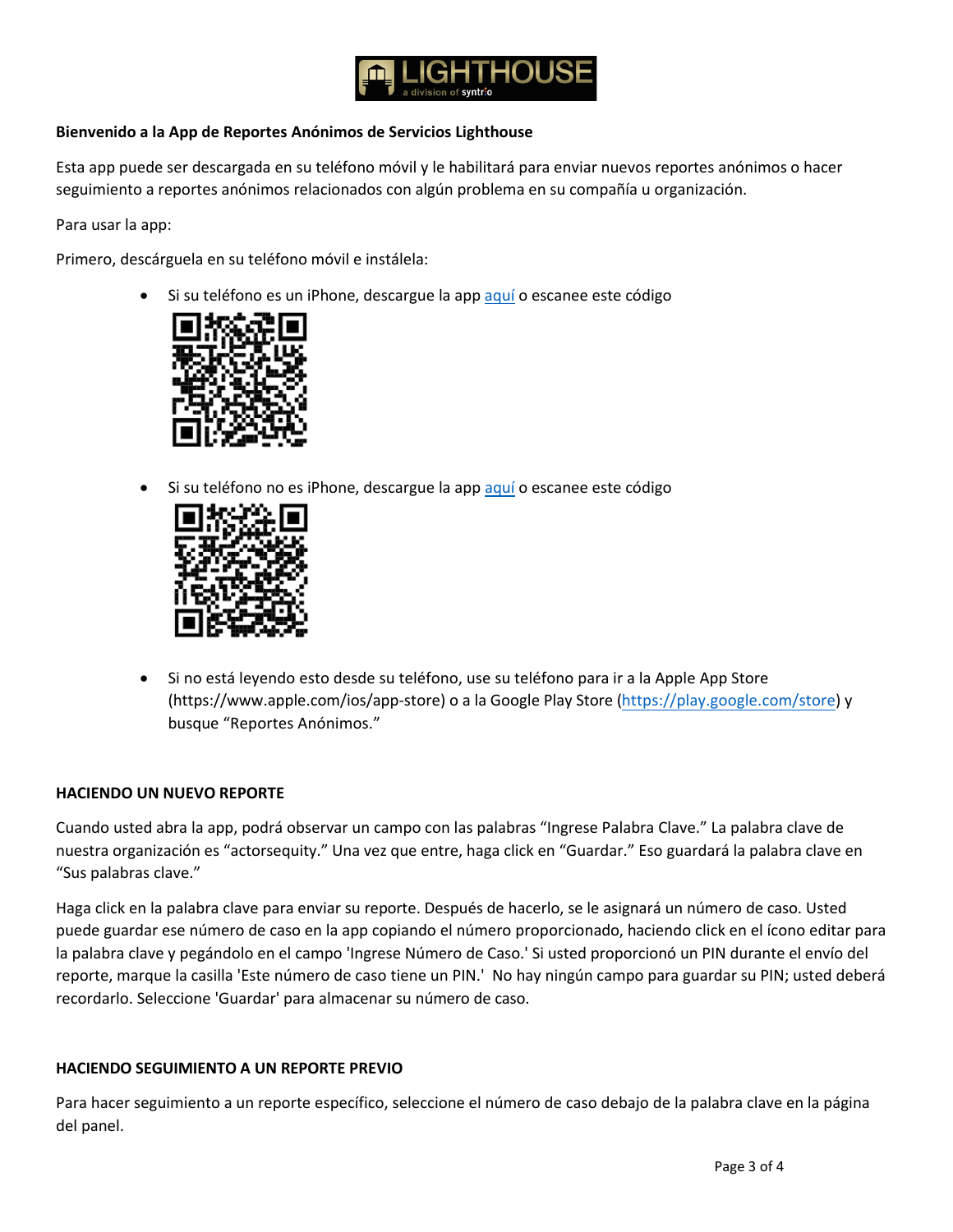**Bienvenido a la App de Reportes Anónimos de Servicios Lighthouse**

Esta app puede ser descargada en su teléfono móvil y le habilitará para enviar nuevos reportes anónimos o hacer seguimiento a reportes anónimos relacionados con algún problema en su compañía u organización.

Para usar la app:

Primero, descárguela en su teléfono móvil e instálela:

- Si su teléfono es un iPhone, descargue la app aquí o escanee este código
- Si su teléfono no es iPhone, descargue la app aquí o escanee este código
- Si no está leyendo esto desde su teléfono, use su teléfono para ir a la Apple App Store (https://www.apple.com/ios/app-store) o a la Google Play Store (https://play.google.com/store) y busque "Reportes Anónimos."

**HACIENDO UN NUEVO REPORTE**

Cuando usted abra la app, podrá observar un campo con las palabras "Ingrese Palabra Clave." La palabra clave de nuestra organización es "actorsequity." Una vez que entre, haga click en "Guardar." Eso guardará la palabra clave en "Sus palabras clave."

Haga click en la palabra clave para enviar su reporte. Después de hacerlo, se le asignará un número de caso. Usted puede guardar ese número de caso en la app copiando el número proporcionado, haciendo click en el ícono editar para la palabra clave y pegándolo en el campo 'Ingrese Número de Caso.' Si usted proporcionó un PIN durante el envío del reporte, marque la casilla 'Este número de caso tiene un PIN.' No hay ningún campo para guardar su PIN; usted deberá recordarlo. Seleccione 'Guardar' para almacenar su número de caso.

**HACIENDO SEGUIMIENTO A UN REPORTE PREVIO**

Para hacer seguimiento a un reporte específico, seleccione el número de caso debajo de la palabra clave en la página del panel.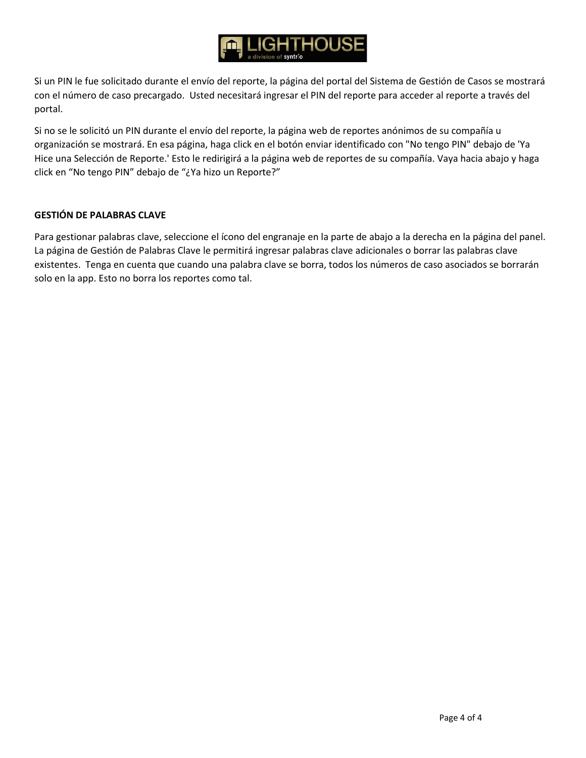Si un PIN le fue solicitado durante el envío del reporte, la página del portal del Sistema de Gestión de Casos se mostrará con el número de caso precargado. Usted necesitará ingresar el PIN del reporte para acceder al reporte a través del portal.

Si no se le solicitó un PIN durante el envío del reporte, la página web de reportes anónimos de su compañía u organización se mostrará. En esa página, haga click en el botón enviar identificado con "No tengo PIN" debajo de 'Ya Hice una Selección de Reporte.' Esto le redirigirá a la página web de reportes de su compañía. Vaya hacia abajo y haga click en "No tengo PIN" debajo de "¿Ya hizo un Reporte?"

**GESTIÓN DE PALABRAS CLAVE**

Para gestionar palabras clave, seleccione el ícono del engranaje en la parte de abajo a la derecha en la página del panel. La página de Gestión de Palabras Clave le permitirá ingresar palabras clave adicionales o borrar las palabras clave existentes. Tenga en cuenta que cuando una palabra clave se borra, todos los números de caso asociados se borrarán solo en la app. Esto no borra los reportes como tal.